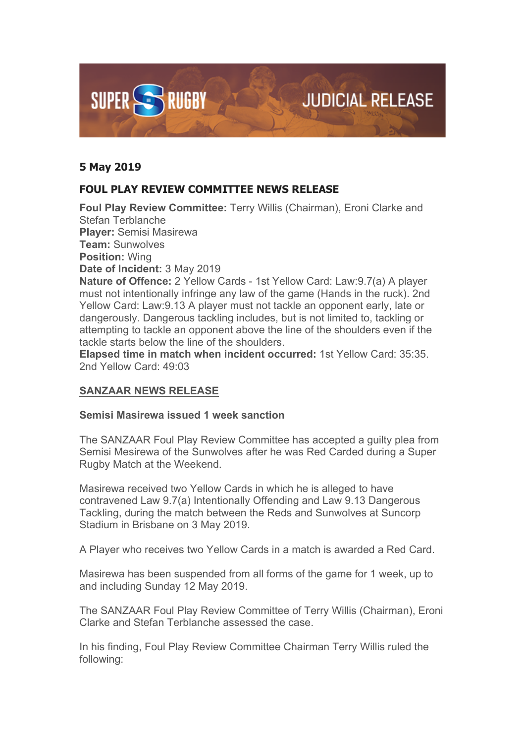SUPER RUGBY JUDICIAL RELEASE

**5 May 2019**

## FOUL PLAY REVIEW COMMITTEE NEWS RELEASE

**Foul Play Review Committee:** Terry Willis (Chairman), Eroni Clarke and Stefan Terblanche
**Player:** Semisi Masirewa
**Team:** Sunwolves
**Position:** Wing
**Date of Incident:** 3 May 2019
**Nature of Offence:** 2 Yellow Cards - 1st Yellow Card: Law:9.7(a) A player must not intentionally infringe any law of the game (Hands in the ruck). 2nd Yellow Card: Law:9.13 A player must not tackle an opponent early, late or dangerously. Dangerous tackling includes, but is not limited to, tackling or attempting to tackle an opponent above the line of the shoulders even if the tackle starts below the line of the shoulders.
**Elapsed time in match when incident occurred:** 1st Yellow Card: 35:35. 2nd Yellow Card: 49:03

## SANZAAR NEWS RELEASE

**Semisi Masirewa issued 1 week sanction**

The SANZAAR Foul Play Review Committee has accepted a guilty plea from Semisi Mesirewa of the Sunwolves after he was Red Carded during a Super Rugby Match at the Weekend.

Masirewa received two Yellow Cards in which he is alleged to have contravened Law 9.7(a) Intentionally Offending and Law 9.13 Dangerous Tackling, during the match between the Reds and Sunwolves at Suncorp Stadium in Brisbane on 3 May 2019.

A Player who receives two Yellow Cards in a match is awarded a Red Card.

Masirewa has been suspended from all forms of the game for 1 week, up to and including Sunday 12 May 2019.

The SANZAAR Foul Play Review Committee of Terry Willis (Chairman), Eroni Clarke and Stefan Terblanche assessed the case.

In his finding, Foul Play Review Committee Chairman Terry Willis ruled the following: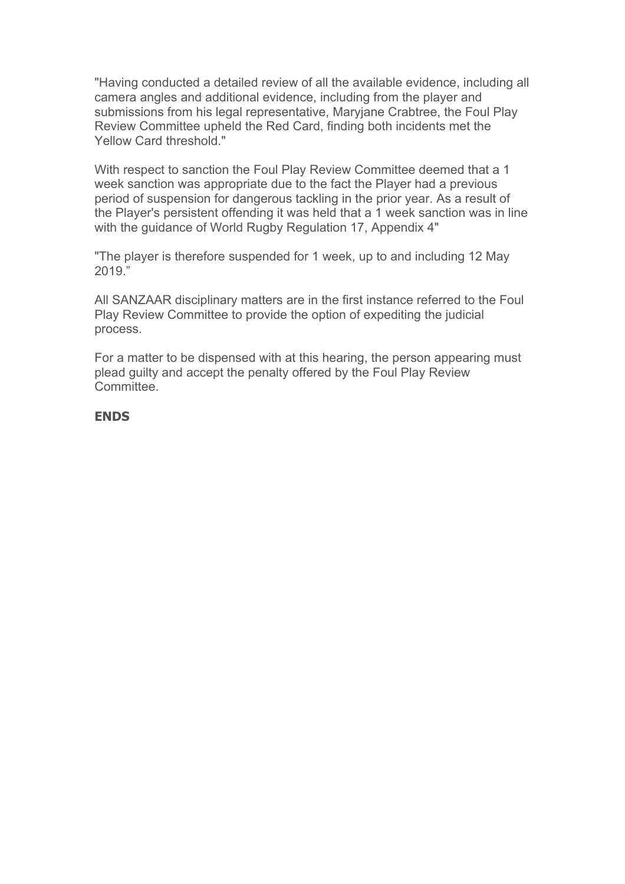"Having conducted a detailed review of all the available evidence, including all camera angles and additional evidence, including from the player and submissions from his legal representative, Maryjane Crabtree, the Foul Play Review Committee upheld the Red Card, finding both incidents met the Yellow Card threshold."

With respect to sanction the Foul Play Review Committee deemed that a 1 week sanction was appropriate due to the fact the Player had a previous period of suspension for dangerous tackling in the prior year. As a result of the Player's persistent offending it was held that a 1 week sanction was in line with the guidance of World Rugby Regulation 17, Appendix 4"

"The player is therefore suspended for 1 week, up to and including 12 May 2019."

All SANZAAR disciplinary matters are in the first instance referred to the Foul Play Review Committee to provide the option of expediting the judicial process.

For a matter to be dispensed with at this hearing, the person appearing must plead guilty and accept the penalty offered by the Foul Play Review Committee.

**ENDS**